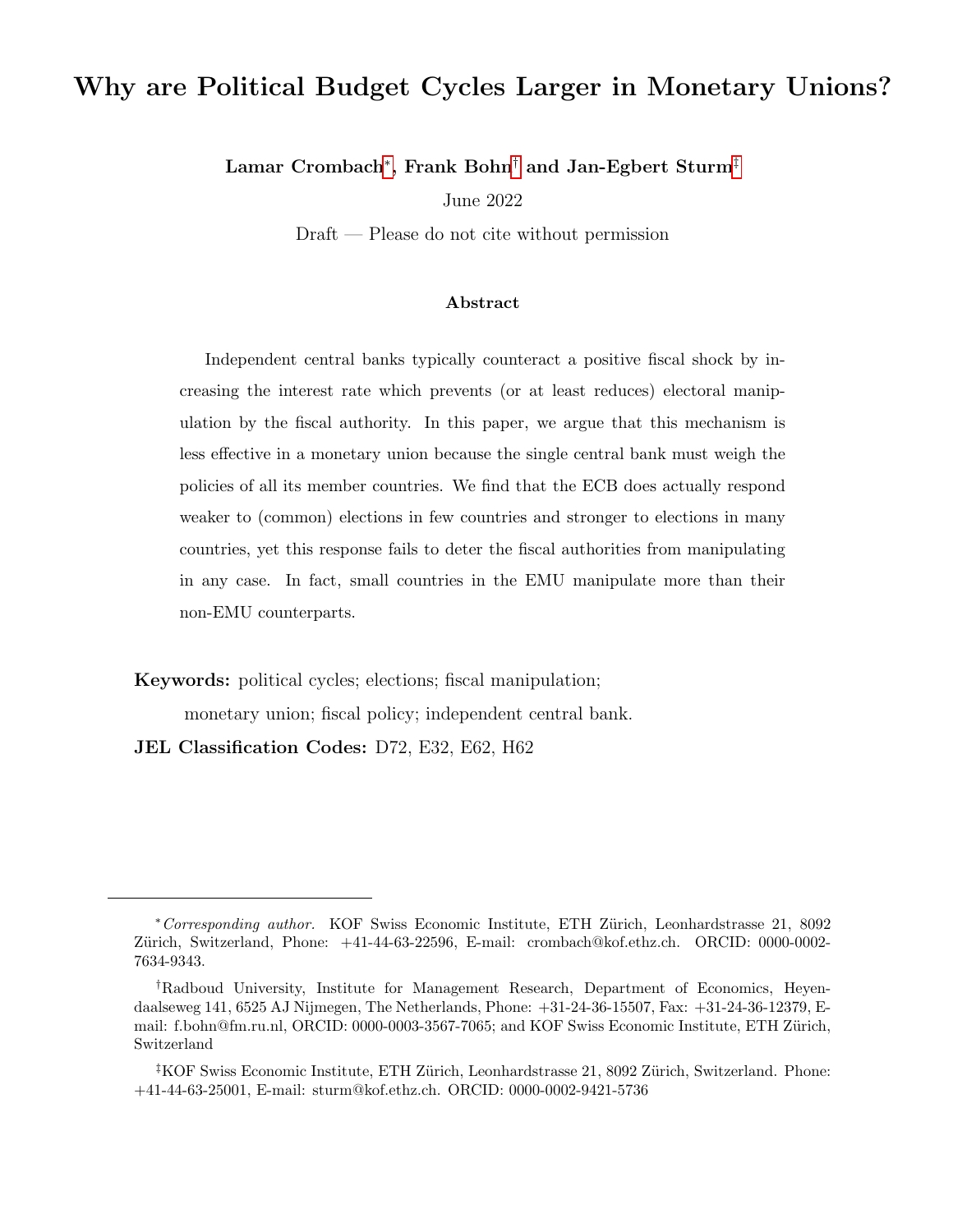# Why are Political Budget Cycles Larger in Monetary Unions?

**Lamar Crombach[*], Frank Bohn[†] and Jan-Egbert Sturm[‡]**

June 2022

Draft — Please do not cite without permission

### Abstract

Independent central banks typically counteract a positive fiscal shock by increasing the interest rate which prevents (or at least reduces) electoral manipulation by the fiscal authority. In this paper, we argue that this mechanism is less effective in a monetary union because the single central bank must weigh the policies of all its member countries. We find that the ECB does actually respond weaker to (common) elections in few countries and stronger to elections in many countries, yet this response fails to deter the fiscal authorities from manipulating in any case. In fact, small countries in the EMU manipulate more than their non-EMU counterparts.

**Keywords:** political cycles; elections; fiscal manipulation; monetary union; fiscal policy; independent central bank.

**JEL Classification Codes:** D72, E32, E62, H62

---

[*] *Corresponding author.* KOF Swiss Economic Institute, ETH Zürich, Leonhardstrasse 21, 8092 Zürich, Switzerland, Phone: +41-44-63-22596, E-mail: crombach@kof.ethz.ch. ORCID: 0000-0002-7634-9343.

[†] Radboud University, Institute for Management Research, Department of Economics, Heyendaalseweg 141, 6525 AJ Nijmegen, The Netherlands, Phone: +31-24-36-15507, Fax: +31-24-36-12379, E-mail: f.bohn@fm.ru.nl, ORCID: 0000-0003-3567-7065; and KOF Swiss Economic Institute, ETH Zürich, Switzerland

[‡] KOF Swiss Economic Institute, ETH Zürich, Leonhardstrasse 21, 8092 Zürich, Switzerland. Phone: +41-44-63-25001, E-mail: sturm@kof.ethz.ch. ORCID: 0000-0002-9421-5736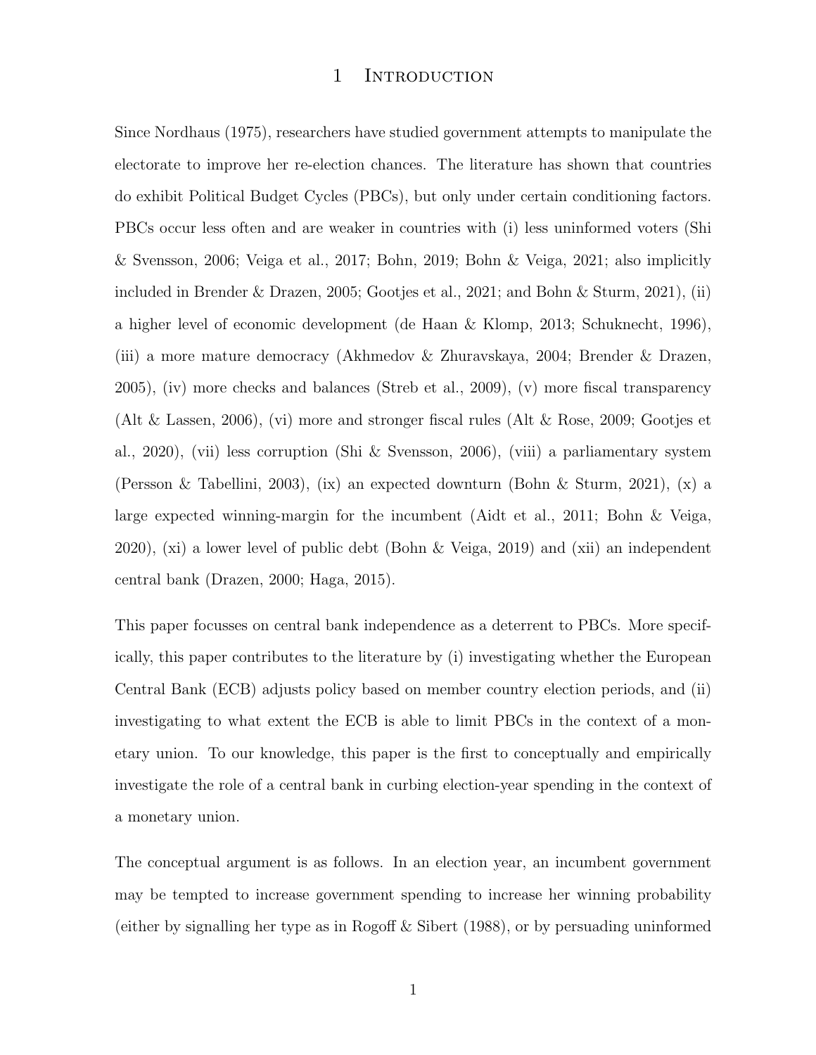# 1 Introduction

Since Nordhaus (1975), researchers have studied government attempts to manipulate the electorate to improve her re-election chances. The literature has shown that countries do exhibit Political Budget Cycles (PBCs), but only under certain conditioning factors. PBCs occur less often and are weaker in countries with (i) less uninformed voters (Shi & Svensson, 2006; Veiga et al., 2017; Bohn, 2019; Bohn & Veiga, 2021; also implicitly included in Brender & Drazen, 2005; Gootjes et al., 2021; and Bohn & Sturm, 2021), (ii) a higher level of economic development (de Haan & Klomp, 2013; Schuknecht, 1996), (iii) a more mature democracy (Akhmedov & Zhuravskaya, 2004; Brender & Drazen, 2005), (iv) more checks and balances (Streb et al., 2009), (v) more fiscal transparency (Alt & Lassen, 2006), (vi) more and stronger fiscal rules (Alt & Rose, 2009; Gootjes et al., 2020), (vii) less corruption (Shi & Svensson, 2006), (viii) a parliamentary system (Persson & Tabellini, 2003), (ix) an expected downturn (Bohn & Sturm, 2021), (x) a large expected winning-margin for the incumbent (Aidt et al., 2011; Bohn & Veiga, 2020), (xi) a lower level of public debt (Bohn & Veiga, 2019) and (xii) an independent central bank (Drazen, 2000; Haga, 2015).

This paper focusses on central bank independence as a deterrent to PBCs. More specifically, this paper contributes to the literature by (i) investigating whether the European Central Bank (ECB) adjusts policy based on member country election periods, and (ii) investigating to what extent the ECB is able to limit PBCs in the context of a monetary union. To our knowledge, this paper is the first to conceptually and empirically investigate the role of a central bank in curbing election-year spending in the context of a monetary union.

The conceptual argument is as follows. In an election year, an incumbent government may be tempted to increase government spending to increase her winning probability (either by signalling her type as in Rogoff & Sibert (1988), or by persuading uninformed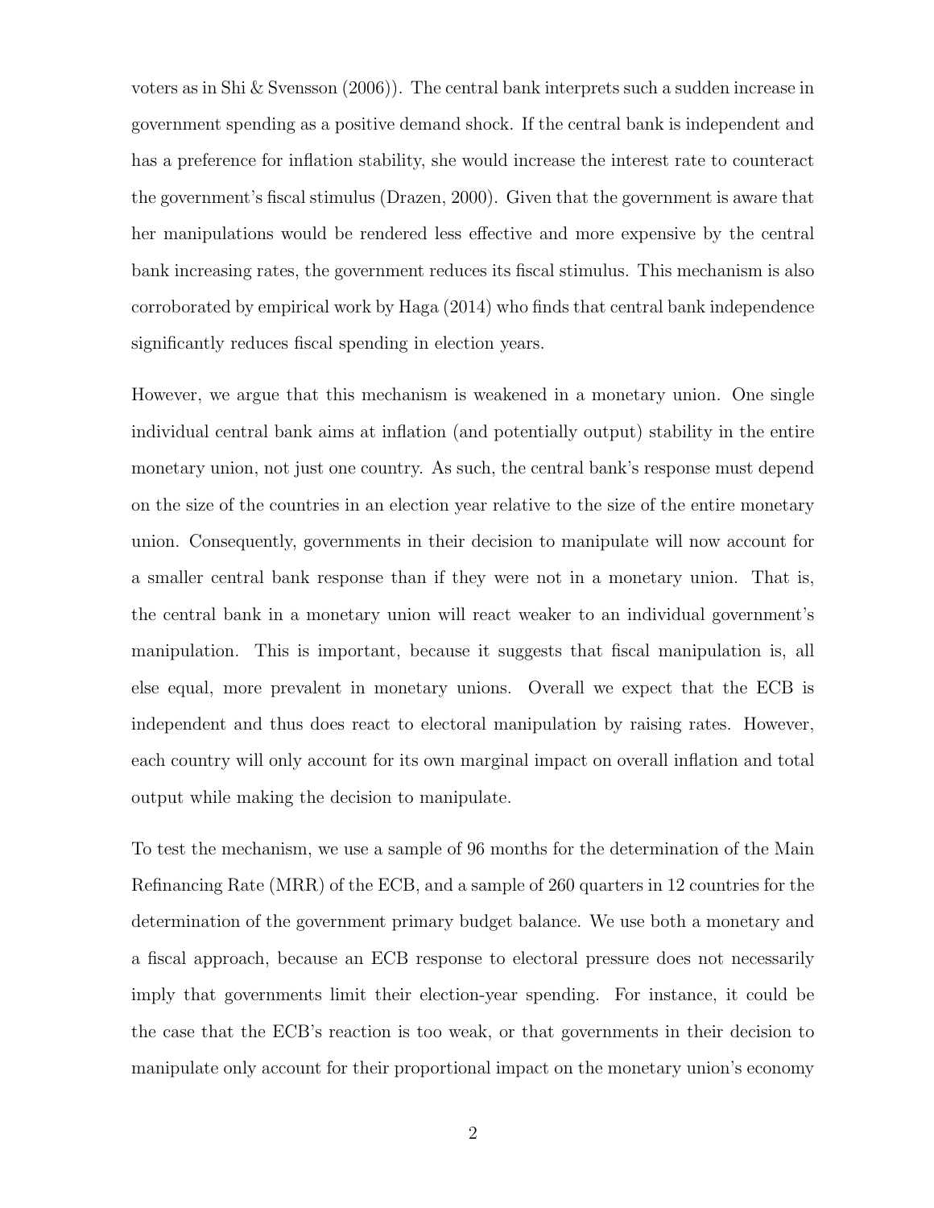voters as in Shi & Svensson (2006)). The central bank interprets such a sudden increase in government spending as a positive demand shock. If the central bank is independent and has a preference for inflation stability, she would increase the interest rate to counteract the government's fiscal stimulus (Drazen, 2000). Given that the government is aware that her manipulations would be rendered less effective and more expensive by the central bank increasing rates, the government reduces its fiscal stimulus. This mechanism is also corroborated by empirical work by Haga (2014) who finds that central bank independence significantly reduces fiscal spending in election years.

However, we argue that this mechanism is weakened in a monetary union. One single individual central bank aims at inflation (and potentially output) stability in the entire monetary union, not just one country. As such, the central bank's response must depend on the size of the countries in an election year relative to the size of the entire monetary union. Consequently, governments in their decision to manipulate will now account for a smaller central bank response than if they were not in a monetary union. That is, the central bank in a monetary union will react weaker to an individual government's manipulation. This is important, because it suggests that fiscal manipulation is, all else equal, more prevalent in monetary unions. Overall we expect that the ECB is independent and thus does react to electoral manipulation by raising rates. However, each country will only account for its own marginal impact on overall inflation and total output while making the decision to manipulate.

To test the mechanism, we use a sample of 96 months for the determination of the Main Refinancing Rate (MRR) of the ECB, and a sample of 260 quarters in 12 countries for the determination of the government primary budget balance. We use both a monetary and a fiscal approach, because an ECB response to electoral pressure does not necessarily imply that governments limit their election-year spending. For instance, it could be the case that the ECB's reaction is too weak, or that governments in their decision to manipulate only account for their proportional impact on the monetary union's economy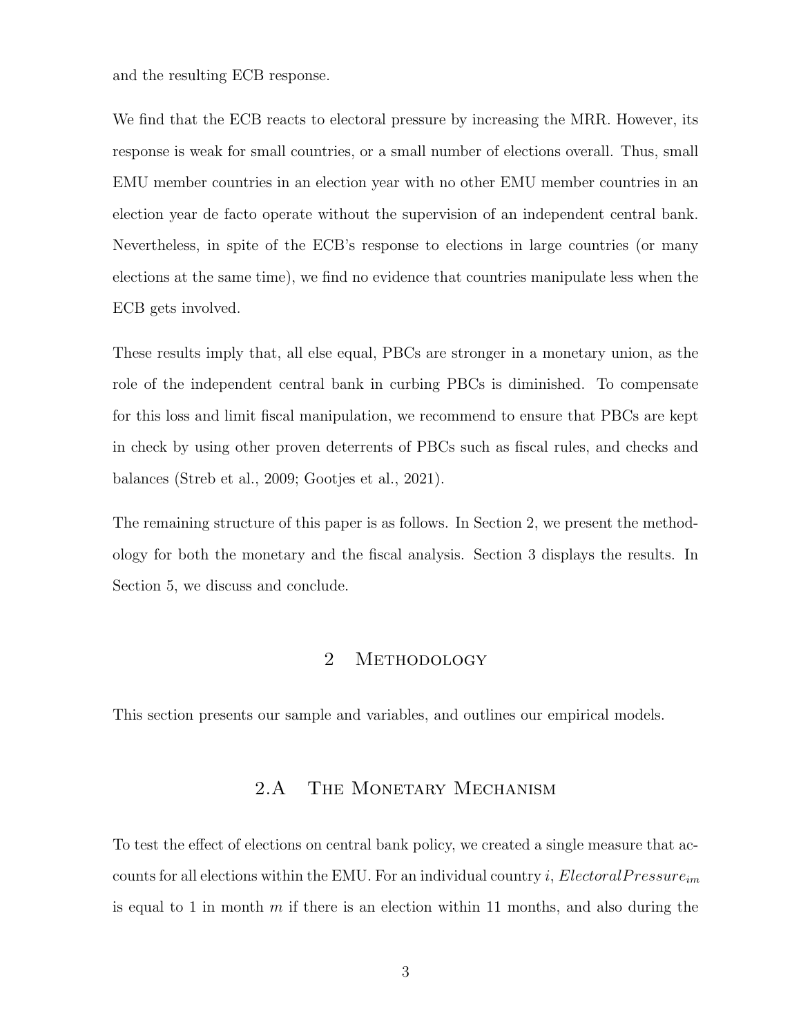and the resulting ECB response.

We find that the ECB reacts to electoral pressure by increasing the MRR. However, its response is weak for small countries, or a small number of elections overall. Thus, small EMU member countries in an election year with no other EMU member countries in an election year de facto operate without the supervision of an independent central bank. Nevertheless, in spite of the ECB's response to elections in large countries (or many elections at the same time), we find no evidence that countries manipulate less when the ECB gets involved.

These results imply that, all else equal, PBCs are stronger in a monetary union, as the role of the independent central bank in curbing PBCs is diminished. To compensate for this loss and limit fiscal manipulation, we recommend to ensure that PBCs are kept in check by using other proven deterrents of PBCs such as fiscal rules, and checks and balances (Streb et al., 2009; Gootjes et al., 2021).

The remaining structure of this paper is as follows. In Section 2, we present the methodology for both the monetary and the fiscal analysis. Section 3 displays the results. In Section 5, we discuss and conclude.

## 2 Methodology

This section presents our sample and variables, and outlines our empirical models.

### 2.A The Monetary Mechanism

To test the effect of elections on central bank policy, we created a single measure that accounts for all elections within the EMU. For an individual country $i$, $ElectoralPressure_{im}$ is equal to 1 in month $m$ if there is an election within 11 months, and also during the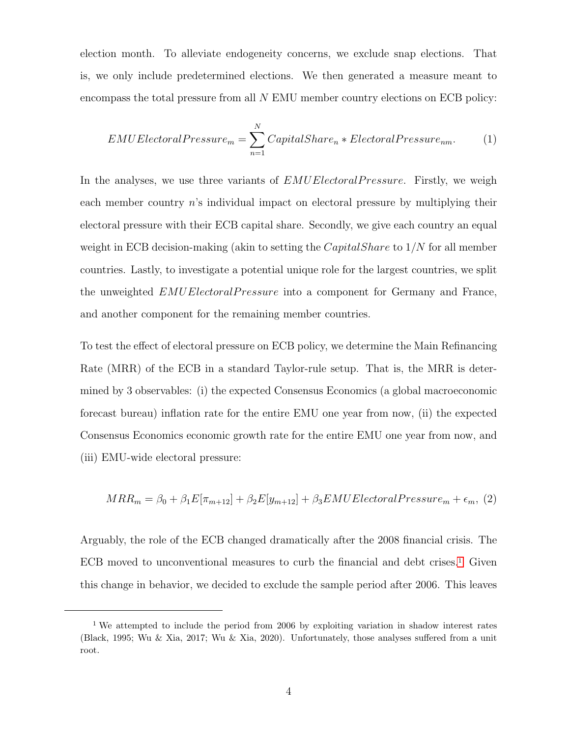election month. To alleviate endogeneity concerns, we exclude snap elections. That is, we only include predetermined elections. We then generated a measure meant to encompass the total pressure from all $N$ EMU member country elections on ECB policy:

$$EMUElectoralPressure_m = \sum_{n=1}^{N} CapitalShare_n * ElectoralPressure_{nm}. \tag{1}$$

In the analyses, we use three variants of $EMUElectoralPressure$. Firstly, we weigh each member country $n$'s individual impact on electoral pressure by multiplying their electoral pressure with their ECB capital share. Secondly, we give each country an equal weight in ECB decision-making (akin to setting the $CapitalShare$ to $1/N$ for all member countries. Lastly, to investigate a potential unique role for the largest countries, we split the unweighted $EMUElectoralPressure$ into a component for Germany and France, and another component for the remaining member countries.

To test the effect of electoral pressure on ECB policy, we determine the Main Refinancing Rate (MRR) of the ECB in a standard Taylor-rule setup. That is, the MRR is determined by 3 observables: (i) the expected Consensus Economics (a global macroeconomic forecast bureau) inflation rate for the entire EMU one year from now, (ii) the expected Consensus Economics economic growth rate for the entire EMU one year from now, and (iii) EMU-wide electoral pressure:

$$MRR_m = \beta_0 + \beta_1 E[\pi_{m+12}] + \beta_2 E[y_{m+12}] + \beta_3 EMUElectoralPressure_m + \epsilon_m, \tag{2}$$

Arguably, the role of the ECB changed dramatically after the 2008 financial crisis. The ECB moved to unconventional measures to curb the financial and debt crises.[1] Given this change in behavior, we decided to exclude the sample period after 2006. This leaves

[1] We attempted to include the period from 2006 by exploiting variation in shadow interest rates (Black, 1995; Wu & Xia, 2017; Wu & Xia, 2020). Unfortunately, those analyses suffered from a unit root.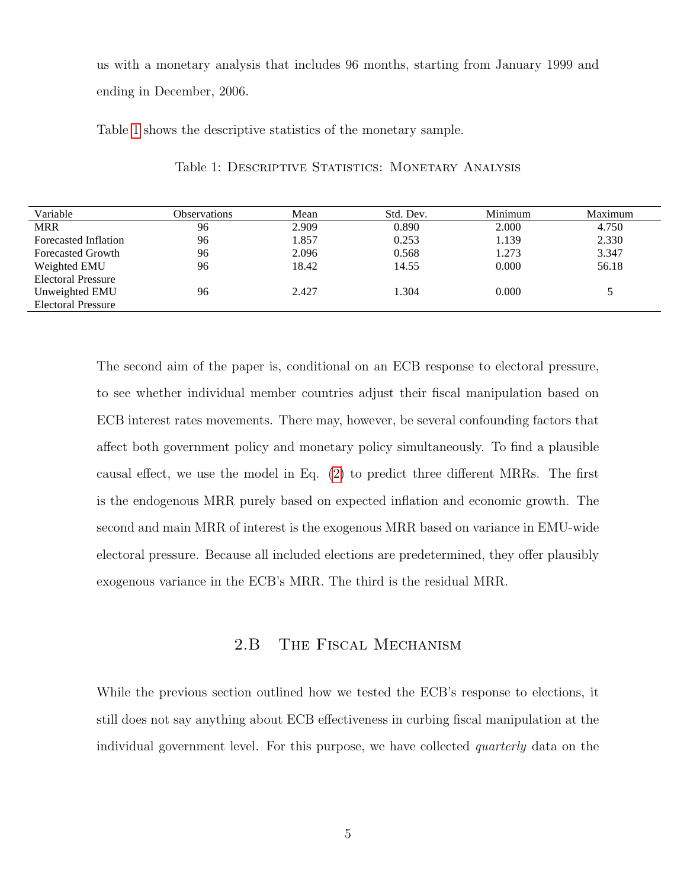us with a monetary analysis that includes 96 months, starting from January 1999 and ending in December, 2006.

Table 1 shows the descriptive statistics of the monetary sample.

Table 1: Descriptive Statistics: Monetary Analysis

| Variable | Observations | Mean | Std. Dev. | Minimum | Maximum |
|---|---|---|---|---|---|
| MRR | 96 | 2.909 | 0.890 | 2.000 | 4.750 |
| Forecasted Inflation | 96 | 1.857 | 0.253 | 1.139 | 2.330 |
| Forecasted Growth | 96 | 2.096 | 0.568 | 1.273 | 3.347 |
| Weighted EMU Electoral Pressure | 96 | 18.42 | 14.55 | 0.000 | 56.18 |
| Unweighted EMU Electoral Pressure | 96 | 2.427 | 1.304 | 0.000 | 5 |

The second aim of the paper is, conditional on an ECB response to electoral pressure, to see whether individual member countries adjust their fiscal manipulation based on ECB interest rates movements. There may, however, be several confounding factors that affect both government policy and monetary policy simultaneously. To find a plausible causal effect, we use the model in Eq. (2) to predict three different MRRs. The first is the endogenous MRR purely based on expected inflation and economic growth. The second and main MRR of interest is the exogenous MRR based on variance in EMU-wide electoral pressure. Because all included elections are predetermined, they offer plausibly exogenous variance in the ECB's MRR. The third is the residual MRR.

## 2.B The Fiscal Mechanism

While the previous section outlined how we tested the ECB's response to elections, it still does not say anything about ECB effectiveness in curbing fiscal manipulation at the individual government level. For this purpose, we have collected *quarterly* data on the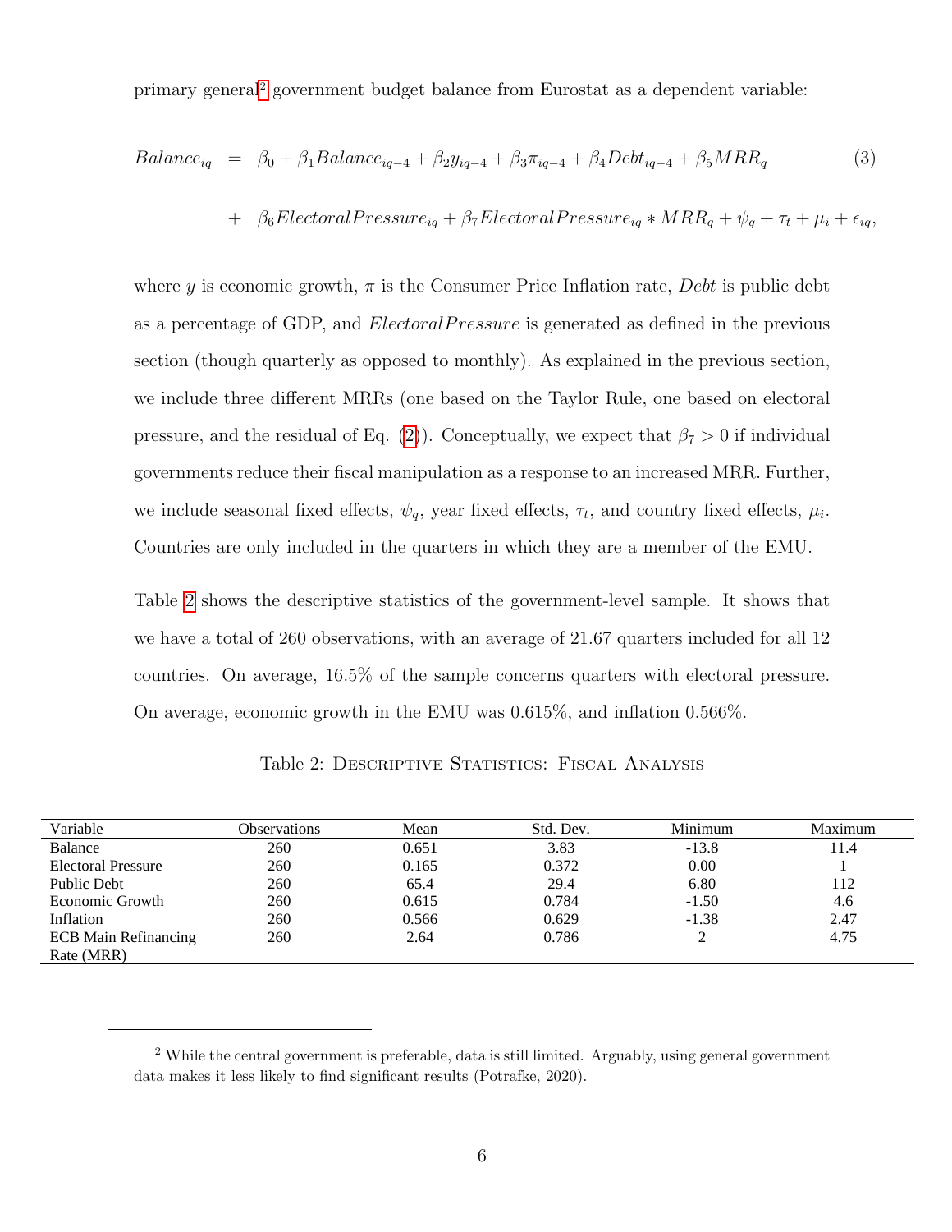primary general[2] government budget balance from Eurostat as a dependent variable:

$$
\begin{aligned}
Balance_{iq} \;=\;& \beta_0 + \beta_1 Balance_{iq-4} + \beta_2 y_{iq-4} + \beta_3 \pi_{iq-4} + \beta_4 Debt_{iq-4} + \beta_5 MRR_q \\
&+ \beta_6 ElectoralPressure_{iq} + \beta_7 ElectoralPressure_{iq} * MRR_q + \psi_q + \tau_t + \mu_i + \epsilon_{iq},
\end{aligned} \tag{3}
$$

where $y$ is economic growth, $\pi$ is the Consumer Price Inflation rate, $Debt$ is public debt as a percentage of GDP, and $ElectoralPressure$ is generated as defined in the previous section (though quarterly as opposed to monthly). As explained in the previous section, we include three different MRRs (one based on the Taylor Rule, one based on electoral pressure, and the residual of Eq. (2)). Conceptually, we expect that $\beta_7 > 0$ if individual governments reduce their fiscal manipulation as a response to an increased MRR. Further, we include seasonal fixed effects, $\psi_q$, year fixed effects, $\tau_t$, and country fixed effects, $\mu_i$. Countries are only included in the quarters in which they are a member of the EMU.

Table 2 shows the descriptive statistics of the government-level sample. It shows that we have a total of 260 observations, with an average of 21.67 quarters included for all 12 countries. On average, 16.5% of the sample concerns quarters with electoral pressure. On average, economic growth in the EMU was 0.615%, and inflation 0.566%.

Table 2: Descriptive Statistics: Fiscal Analysis

| Variable | Observations | Mean | Std. Dev. | Minimum | Maximum |
|---|---|---|---|---|---|
| Balance | 260 | 0.651 | 3.83 | -13.8 | 11.4 |
| Electoral Pressure | 260 | 0.165 | 0.372 | 0.00 | 1 |
| Public Debt | 260 | 65.4 | 29.4 | 6.80 | 112 |
| Economic Growth | 260 | 0.615 | 0.784 | -1.50 | 4.6 |
| Inflation | 260 | 0.566 | 0.629 | -1.38 | 2.47 |
| ECB Main Refinancing Rate (MRR) | 260 | 2.64 | 0.786 | 2 | 4.75 |

[2] While the central government is preferable, data is still limited. Arguably, using general government data makes it less likely to find significant results (Potrafke, 2020).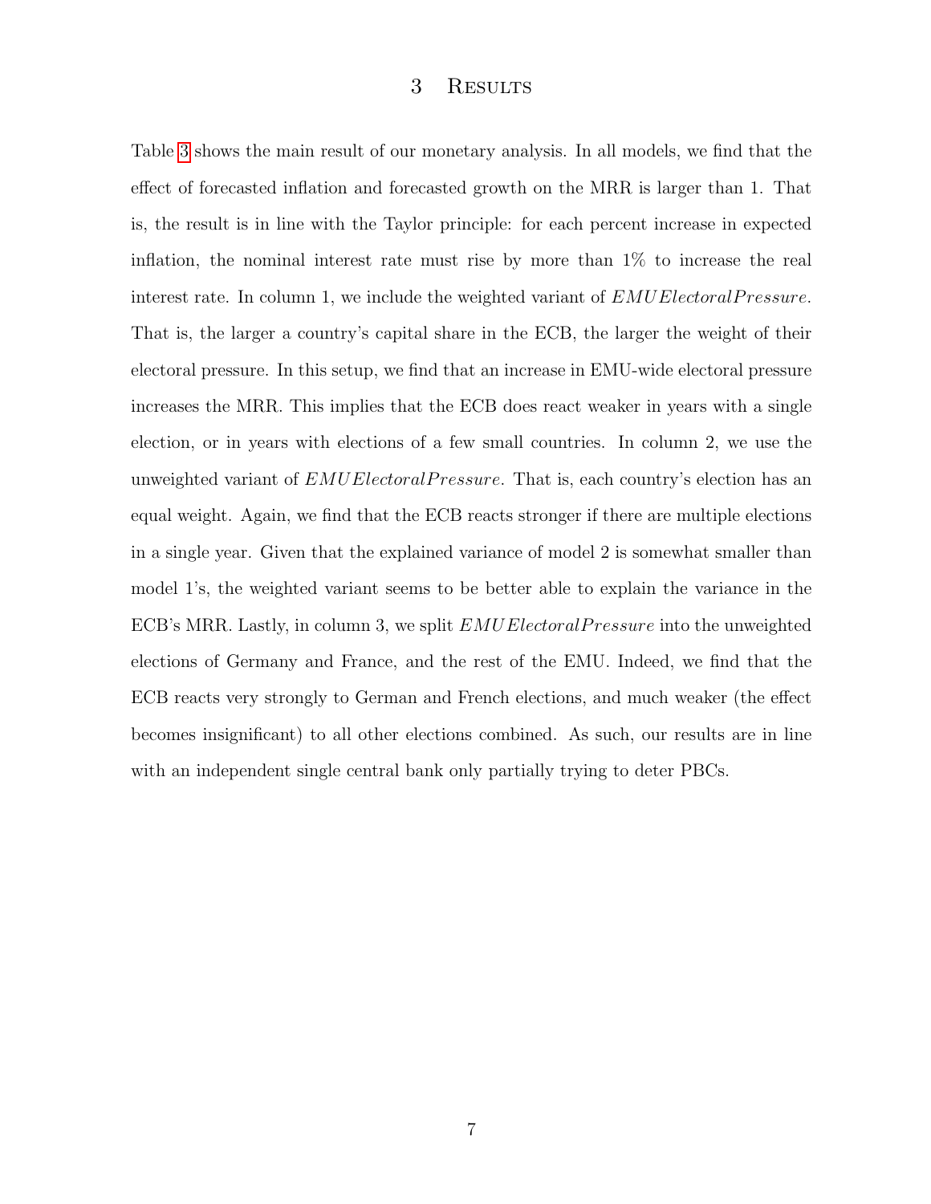# 3 Results

Table 3 shows the main result of our monetary analysis. In all models, we find that the effect of forecasted inflation and forecasted growth on the MRR is larger than 1. That is, the result is in line with the Taylor principle: for each percent increase in expected inflation, the nominal interest rate must rise by more than 1% to increase the real interest rate. In column 1, we include the weighted variant of $EMUElectoralPressure$. That is, the larger a country's capital share in the ECB, the larger the weight of their electoral pressure. In this setup, we find that an increase in EMU-wide electoral pressure increases the MRR. This implies that the ECB does react weaker in years with a single election, or in years with elections of a few small countries. In column 2, we use the unweighted variant of $EMUElectoralPressure$. That is, each country's election has an equal weight. Again, we find that the ECB reacts stronger if there are multiple elections in a single year. Given that the explained variance of model 2 is somewhat smaller than model 1's, the weighted variant seems to be better able to explain the variance in the ECB's MRR. Lastly, in column 3, we split $EMUElectoralPressure$ into the unweighted elections of Germany and France, and the rest of the EMU. Indeed, we find that the ECB reacts very strongly to German and French elections, and much weaker (the effect becomes insignificant) to all other elections combined. As such, our results are in line with an independent single central bank only partially trying to deter PBCs.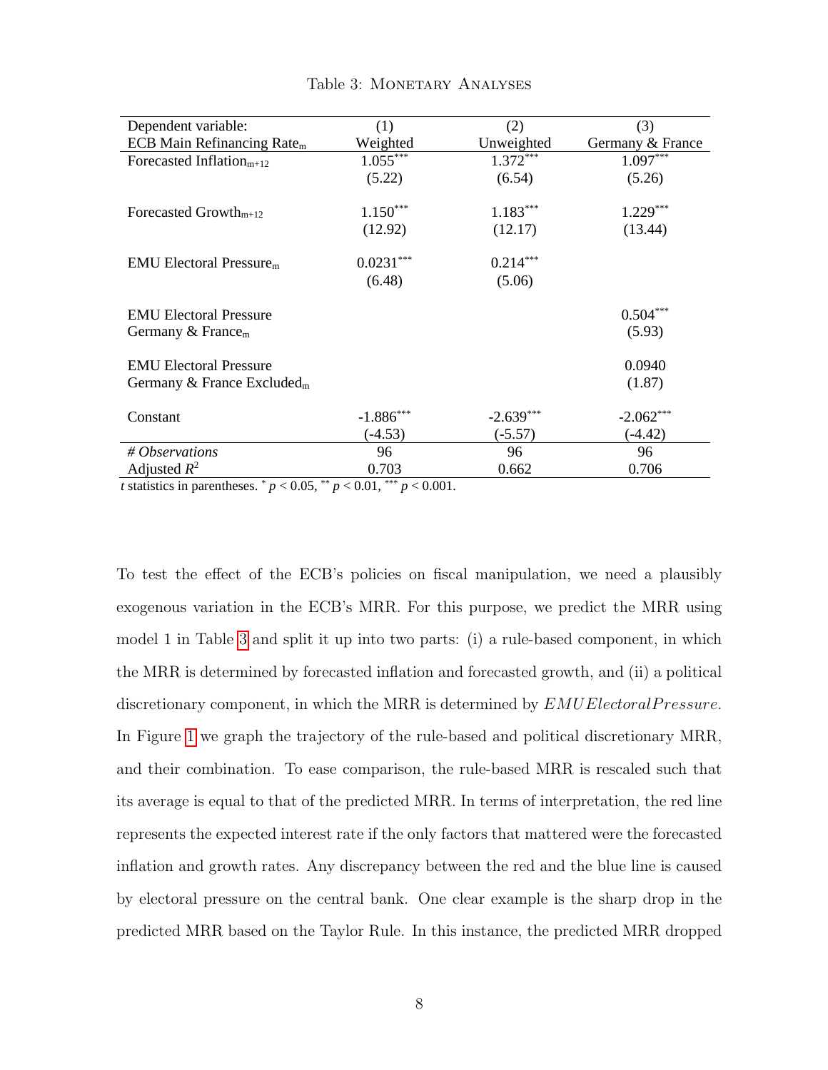Table 3: Monetary Analyses

| Dependent variable: ECB Main Refinancing Rate$_m$ | (1) Weighted | (2) Unweighted | (3) Germany & France |
|---|---|---|---|
| Forecasted Inflation$_{m+12}$ | 1.055*** | 1.372*** | 1.097*** |
| | (5.22) | (6.54) | (5.26) |
| Forecasted Growth$_{m+12}$ | 1.150*** | 1.183*** | 1.229*** |
| | (12.92) | (12.17) | (13.44) |
| EMU Electoral Pressure$_m$ | 0.0231*** | 0.214*** | |
| | (6.48) | (5.06) | |
| EMU Electoral Pressure Germany & France$_m$ | | | 0.504*** |
| | | | (5.93) |
| EMU Electoral Pressure Germany & France Excluded$_m$ | | | 0.0940 |
| | | | (1.87) |
| Constant | -1.886*** | -2.639*** | -2.062*** |
| | (-4.53) | (-5.57) | (-4.42) |
| *# Observations* | 96 | 96 | 96 |
| Adjusted $R^2$ | 0.703 | 0.662 | 0.706 |

*t* statistics in parentheses. * $p < 0.05$, ** $p < 0.01$, *** $p < 0.001$.

To test the effect of the ECB's policies on fiscal manipulation, we need a plausibly exogenous variation in the ECB's MRR. For this purpose, we predict the MRR using model 1 in Table 3 and split it up into two parts: (i) a rule-based component, in which the MRR is determined by forecasted inflation and forecasted growth, and (ii) a political discretionary component, in which the MRR is determined by $EMUElectoralPressure$. In Figure 1 we graph the trajectory of the rule-based and political discretionary MRR, and their combination. To ease comparison, the rule-based MRR is rescaled such that its average is equal to that of the predicted MRR. In terms of interpretation, the red line represents the expected interest rate if the only factors that mattered were the forecasted inflation and growth rates. Any discrepancy between the red and the blue line is caused by electoral pressure on the central bank. One clear example is the sharp drop in the predicted MRR based on the Taylor Rule. In this instance, the predicted MRR dropped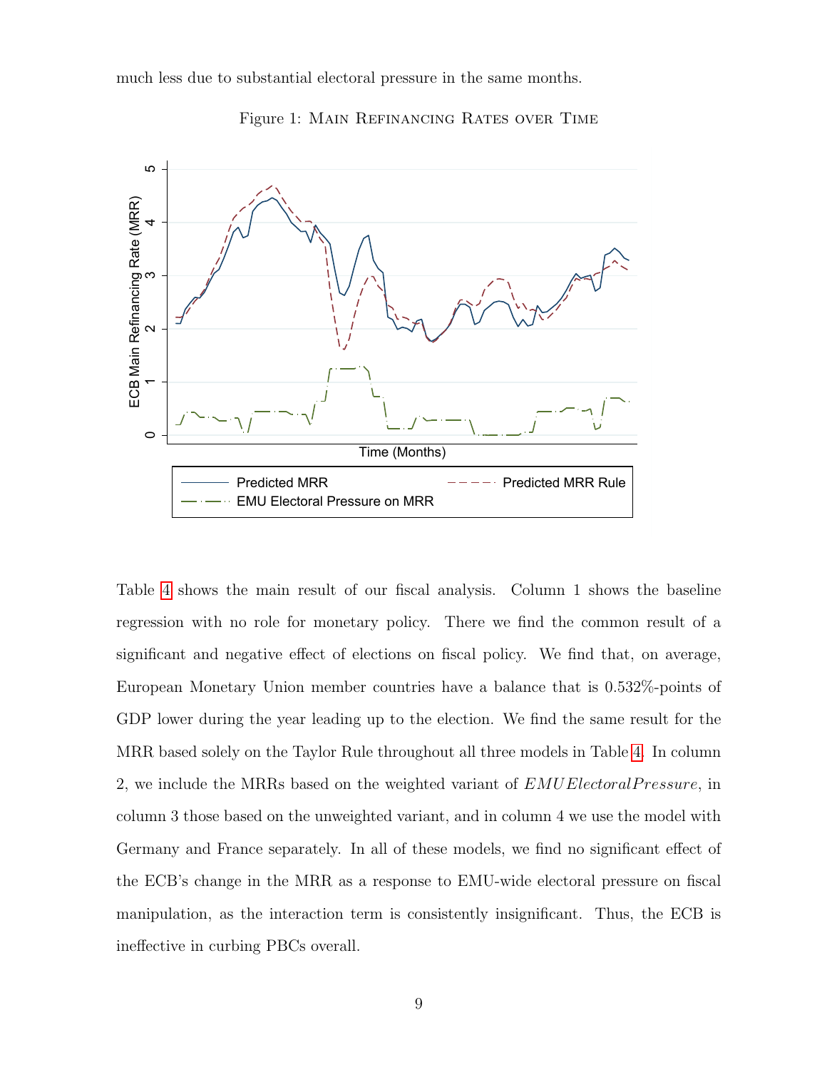much less due to substantial electoral pressure in the same months.

Figure 1: Main Refinancing Rates over Time

Table 4 shows the main result of our fiscal analysis. Column 1 shows the baseline regression with no role for monetary policy. There we find the common result of a significant and negative effect of elections on fiscal policy. We find that, on average, European Monetary Union member countries have a balance that is 0.532%-points of GDP lower during the year leading up to the election. We find the same result for the MRR based solely on the Taylor Rule throughout all three models in Table 4. In column 2, we include the MRRs based on the weighted variant of $EMUElectoralPressure$, in column 3 those based on the unweighted variant, and in column 4 we use the model with Germany and France separately. In all of these models, we find no significant effect of the ECB's change in the MRR as a response to EMU-wide electoral pressure on fiscal manipulation, as the interaction term is consistently insignificant. Thus, the ECB is ineffective in curbing PBCs overall.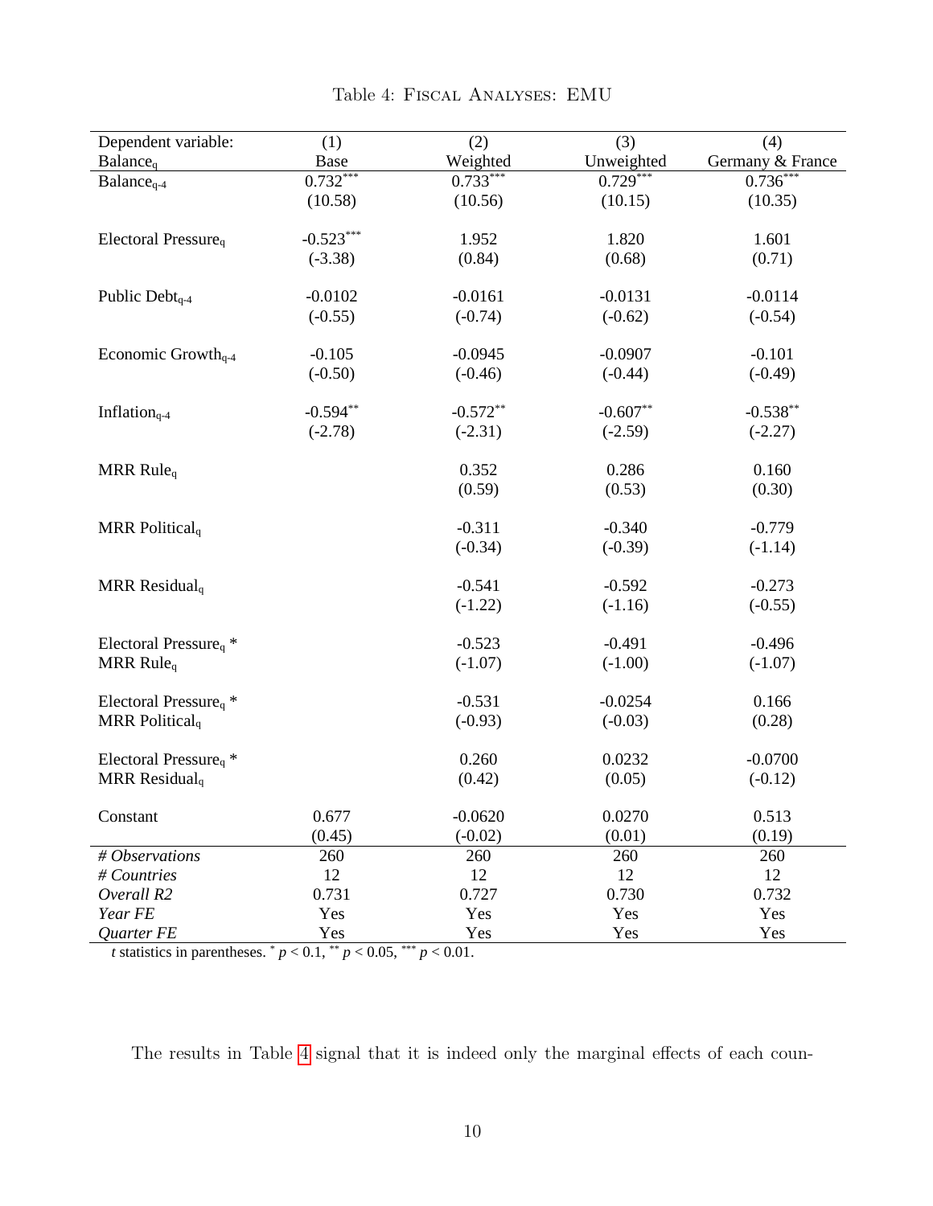Table 4: Fiscal Analyses: EMU

| Dependent variable: $Balance_q$ | (1) Base | (2) Weighted | (3) Unweighted | (4) Germany & France |
|---|---|---|---|---|
| $Balance_{q\text{-}4}$ | 0.732*** | 0.733*** | 0.729*** | 0.736*** |
| | (10.58) | (10.56) | (10.15) | (10.35) |
| Electoral $Pressure_q$ | -0.523*** | 1.952 | 1.820 | 1.601 |
| | (-3.38) | (0.84) | (0.68) | (0.71) |
| Public $Debt_{q\text{-}4}$ | -0.0102 | -0.0161 | -0.0131 | -0.0114 |
| | (-0.55) | (-0.74) | (-0.62) | (-0.54) |
| Economic $Growth_{q\text{-}4}$ | -0.105 | -0.0945 | -0.0907 | -0.101 |
| | (-0.50) | (-0.46) | (-0.44) | (-0.49) |
| $Inflation_{q\text{-}4}$ | -0.594** | -0.572** | -0.607** | -0.538** |
| | (-2.78) | (-2.31) | (-2.59) | (-2.27) |
| MRR $Rule_q$ | | 0.352 | 0.286 | 0.160 |
| | | (0.59) | (0.53) | (0.30) |
| MRR $Political_q$ | | -0.311 | -0.340 | -0.779 |
| | | (-0.34) | (-0.39) | (-1.14) |
| MRR $Residual_q$ | | -0.541 | -0.592 | -0.273 |
| | | (-1.22) | (-1.16) | (-0.55) |
| Electoral $Pressure_q$ * MRR $Rule_q$ | | -0.523 | -0.491 | -0.496 |
| | | (-1.07) | (-1.00) | (-1.07) |
| Electoral $Pressure_q$ * MRR $Political_q$ | | -0.531 | -0.0254 | 0.166 |
| | | (-0.93) | (-0.03) | (0.28) |
| Electoral $Pressure_q$ * MRR $Residual_q$ | | 0.260 | 0.0232 | -0.0700 |
| | | (0.42) | (0.05) | (-0.12) |
| Constant | 0.677 | -0.0620 | 0.0270 | 0.513 |
| | (0.45) | (-0.02) | (0.01) | (0.19) |
| *# Observations* | 260 | 260 | 260 | 260 |
| *# Countries* | 12 | 12 | 12 | 12 |
| *Overall R2* | 0.731 | 0.727 | 0.730 | 0.732 |
| *Year FE* | Yes | Yes | Yes | Yes |
| *Quarter FE* | Yes | Yes | Yes | Yes |

*t* statistics in parentheses. * $p < 0.1$, ** $p < 0.05$, *** $p < 0.01$.

The results in Table 4 signal that it is indeed only the marginal effects of each coun-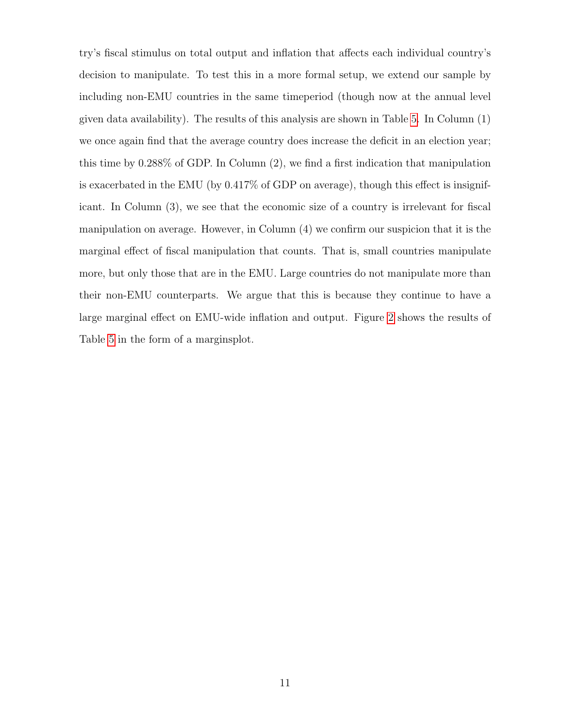try's fiscal stimulus on total output and inflation that affects each individual country's decision to manipulate. To test this in a more formal setup, we extend our sample by including non-EMU countries in the same timeperiod (though now at the annual level given data availability). The results of this analysis are shown in Table 5. In Column (1) we once again find that the average country does increase the deficit in an election year; this time by 0.288% of GDP. In Column (2), we find a first indication that manipulation is exacerbated in the EMU (by 0.417% of GDP on average), though this effect is insignificant. In Column (3), we see that the economic size of a country is irrelevant for fiscal manipulation on average. However, in Column (4) we confirm our suspicion that it is the marginal effect of fiscal manipulation that counts. That is, small countries manipulate more, but only those that are in the EMU. Large countries do not manipulate more than their non-EMU counterparts. We argue that this is because they continue to have a large marginal effect on EMU-wide inflation and output. Figure 2 shows the results of Table 5 in the form of a marginsplot.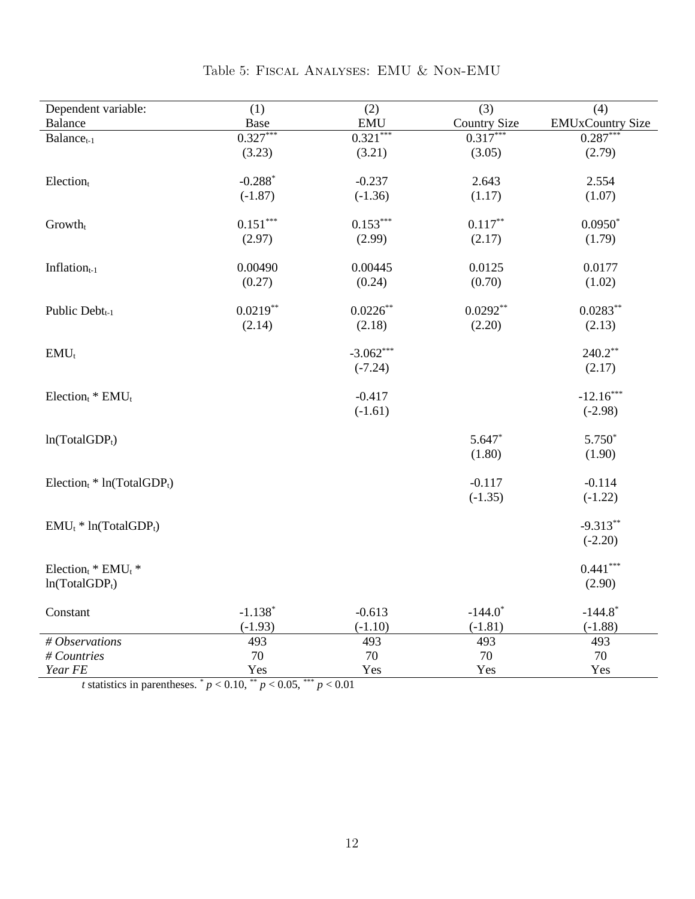Table 5: Fiscal Analyses: EMU & Non-EMU

| Dependent variable: Balance | (1) Base | (2) EMU | (3) Country Size | (4) EMUxCountry Size |
|---|---|---|---|---|
| $Balance_{t-1}$ | $0.327^{***}$ | $0.321^{***}$ | $0.317^{***}$ | $0.287^{***}$ |
| | (3.23) | (3.21) | (3.05) | (2.79) |
| $Election_t$ | $-0.288^{*}$ | -0.237 | 2.643 | 2.554 |
| | (-1.87) | (-1.36) | (1.17) | (1.07) |
| $Growth_t$ | $0.151^{***}$ | $0.153^{***}$ | $0.117^{**}$ | $0.0950^{*}$ |
| | (2.97) | (2.99) | (2.17) | (1.79) |
| $Inflation_{t-1}$ | 0.00490 | 0.00445 | 0.0125 | 0.0177 |
| | (0.27) | (0.24) | (0.70) | (1.02) |
| Public $Debt_{t-1}$ | $0.0219^{**}$ | $0.0226^{**}$ | $0.0292^{**}$ | $0.0283^{**}$ |
| | (2.14) | (2.18) | (2.20) | (2.13) |
| $EMU_t$ | | $-3.062^{***}$ | | $240.2^{**}$ |
| | | (-7.24) | | (2.17) |
| $Election_t$ * $EMU_t$ | | -0.417 | | $-12.16^{***}$ |
| | | (-1.61) | | (-2.98) |
| $\ln(TotalGDP_t)$ | | | $5.647^{*}$ | $5.750^{*}$ |
| | | | (1.80) | (1.90) |
| $Election_t$ * $\ln(TotalGDP_t)$ | | | -0.117 | -0.114 |
| | | | (-1.35) | (-1.22) |
| $EMU_t$ * $\ln(TotalGDP_t)$ | | | | $-9.313^{**}$ |
| | | | | (-2.20) |
| $Election_t$ * $EMU_t$ * $\ln(TotalGDP_t)$ | | | | $0.441^{***}$ |
| | | | | (2.90) |
| Constant | $-1.138^{*}$ | -0.613 | $-144.0^{*}$ | $-144.8^{*}$ |
| | (-1.93) | (-1.10) | (-1.81) | (-1.88) |
| *# Observations* | 493 | 493 | 493 | 493 |
| *# Countries* | 70 | 70 | 70 | 70 |
| *Year FE* | Yes | Yes | Yes | Yes |

*t* statistics in parentheses. $^{*}$ $p < 0.10$, $^{**}$ $p < 0.05$, $^{***}$ $p < 0.01$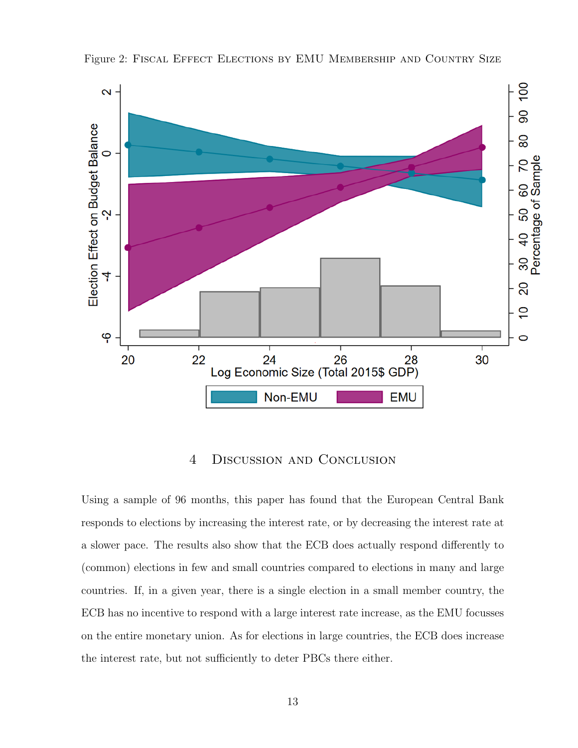Figure 2: Fiscal Effect Elections by EMU Membership and Country Size

## 4 Discussion and Conclusion

Using a sample of 96 months, this paper has found that the European Central Bank responds to elections by increasing the interest rate, or by decreasing the interest rate at a slower pace. The results also show that the ECB does actually respond differently to (common) elections in few and small countries compared to elections in many and large countries. If, in a given year, there is a single election in a small member country, the ECB has no incentive to respond with a large interest rate increase, as the EMU focusses on the entire monetary union. As for elections in large countries, the ECB does increase the interest rate, but not sufficiently to deter PBCs there either.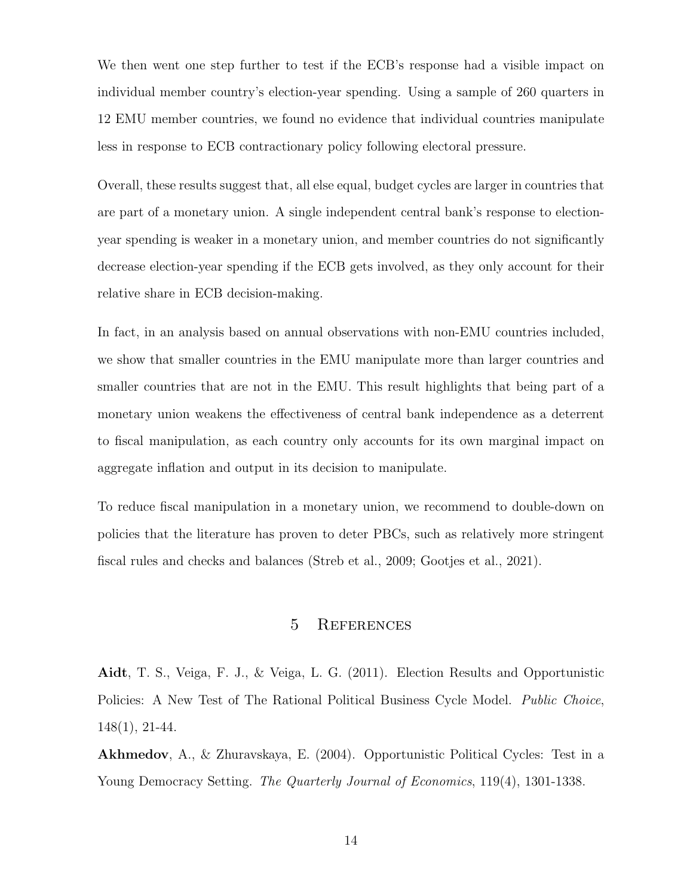We then went one step further to test if the ECB's response had a visible impact on individual member country's election-year spending. Using a sample of 260 quarters in 12 EMU member countries, we found no evidence that individual countries manipulate less in response to ECB contractionary policy following electoral pressure.

Overall, these results suggest that, all else equal, budget cycles are larger in countries that are part of a monetary union. A single independent central bank's response to election-year spending is weaker in a monetary union, and member countries do not significantly decrease election-year spending if the ECB gets involved, as they only account for their relative share in ECB decision-making.

In fact, in an analysis based on annual observations with non-EMU countries included, we show that smaller countries in the EMU manipulate more than larger countries and smaller countries that are not in the EMU. This result highlights that being part of a monetary union weakens the effectiveness of central bank independence as a deterrent to fiscal manipulation, as each country only accounts for its own marginal impact on aggregate inflation and output in its decision to manipulate.

To reduce fiscal manipulation in a monetary union, we recommend to double-down on policies that the literature has proven to deter PBCs, such as relatively more stringent fiscal rules and checks and balances (Streb et al., 2009; Gootjes et al., 2021).

# 5 References

**Aidt**, T. S., Veiga, F. J., & Veiga, L. G. (2011). Election Results and Opportunistic Policies: A New Test of The Rational Political Business Cycle Model. *Public Choice*, 148(1), 21-44.

**Akhmedov**, A., & Zhuravskaya, E. (2004). Opportunistic Political Cycles: Test in a Young Democracy Setting. *The Quarterly Journal of Economics*, 119(4), 1301-1338.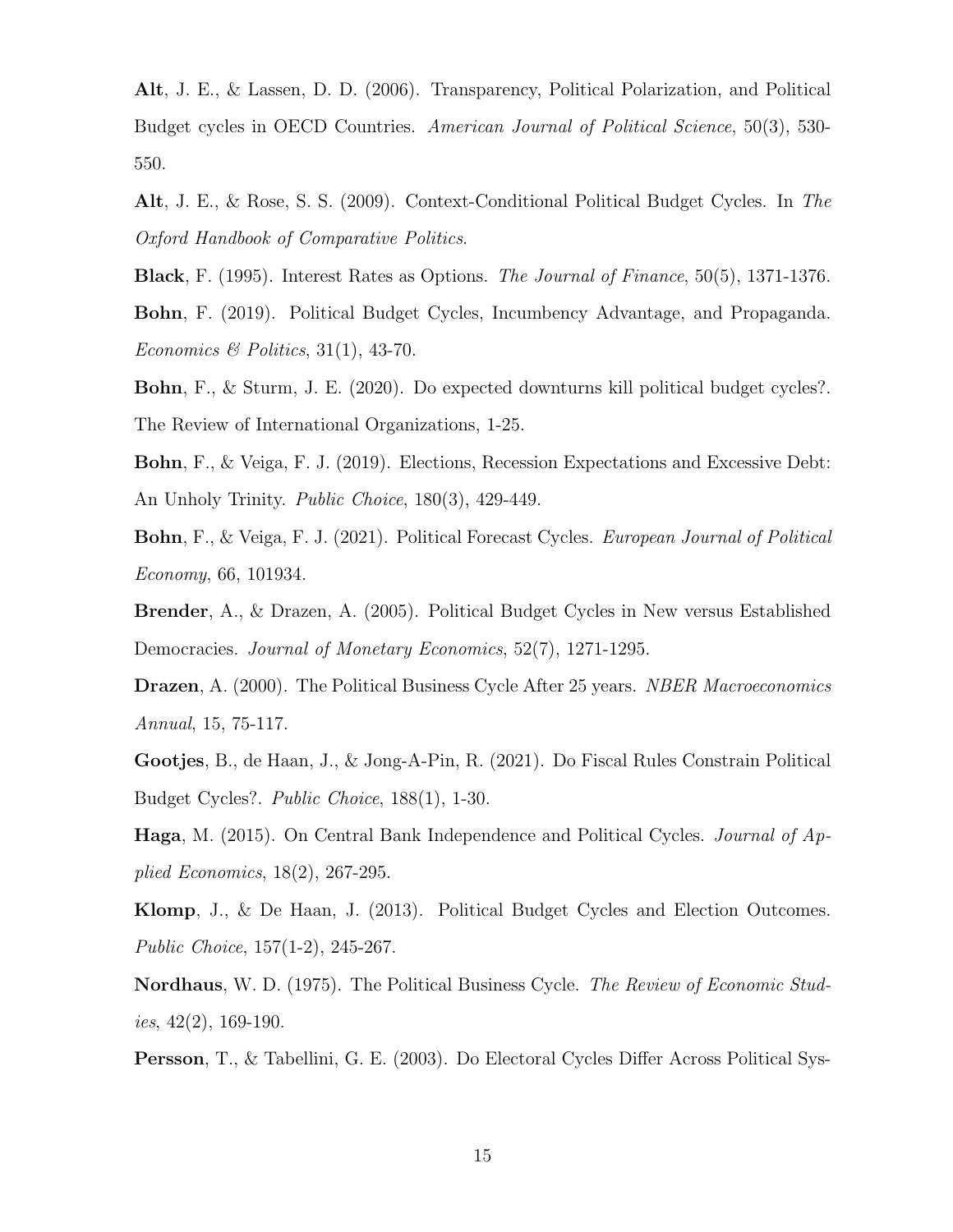**Alt**, J. E., & Lassen, D. D. (2006). Transparency, Political Polarization, and Political Budget cycles in OECD Countries. *American Journal of Political Science*, 50(3), 530-550.

**Alt**, J. E., & Rose, S. S. (2009). Context-Conditional Political Budget Cycles. In *The Oxford Handbook of Comparative Politics*.

**Black**, F. (1995). Interest Rates as Options. *The Journal of Finance*, 50(5), 1371-1376.

**Bohn**, F. (2019). Political Budget Cycles, Incumbency Advantage, and Propaganda. *Economics & Politics*, 31(1), 43-70.

**Bohn**, F., & Sturm, J. E. (2020). Do expected downturns kill political budget cycles?. The Review of International Organizations, 1-25.

**Bohn**, F., & Veiga, F. J. (2019). Elections, Recession Expectations and Excessive Debt: An Unholy Trinity. *Public Choice*, 180(3), 429-449.

**Bohn**, F., & Veiga, F. J. (2021). Political Forecast Cycles. *European Journal of Political Economy*, 66, 101934.

**Brender**, A., & Drazen, A. (2005). Political Budget Cycles in New versus Established Democracies. *Journal of Monetary Economics*, 52(7), 1271-1295.

**Drazen**, A. (2000). The Political Business Cycle After 25 years. *NBER Macroeconomics Annual*, 15, 75-117.

**Gootjes**, B., de Haan, J., & Jong-A-Pin, R. (2021). Do Fiscal Rules Constrain Political Budget Cycles?. *Public Choice*, 188(1), 1-30.

**Haga**, M. (2015). On Central Bank Independence and Political Cycles. *Journal of Applied Economics*, 18(2), 267-295.

**Klomp**, J., & De Haan, J. (2013). Political Budget Cycles and Election Outcomes. *Public Choice*, 157(1-2), 245-267.

**Nordhaus**, W. D. (1975). The Political Business Cycle. *The Review of Economic Studies*, 42(2), 169-190.

**Persson**, T., & Tabellini, G. E. (2003). Do Electoral Cycles Differ Across Political Sys-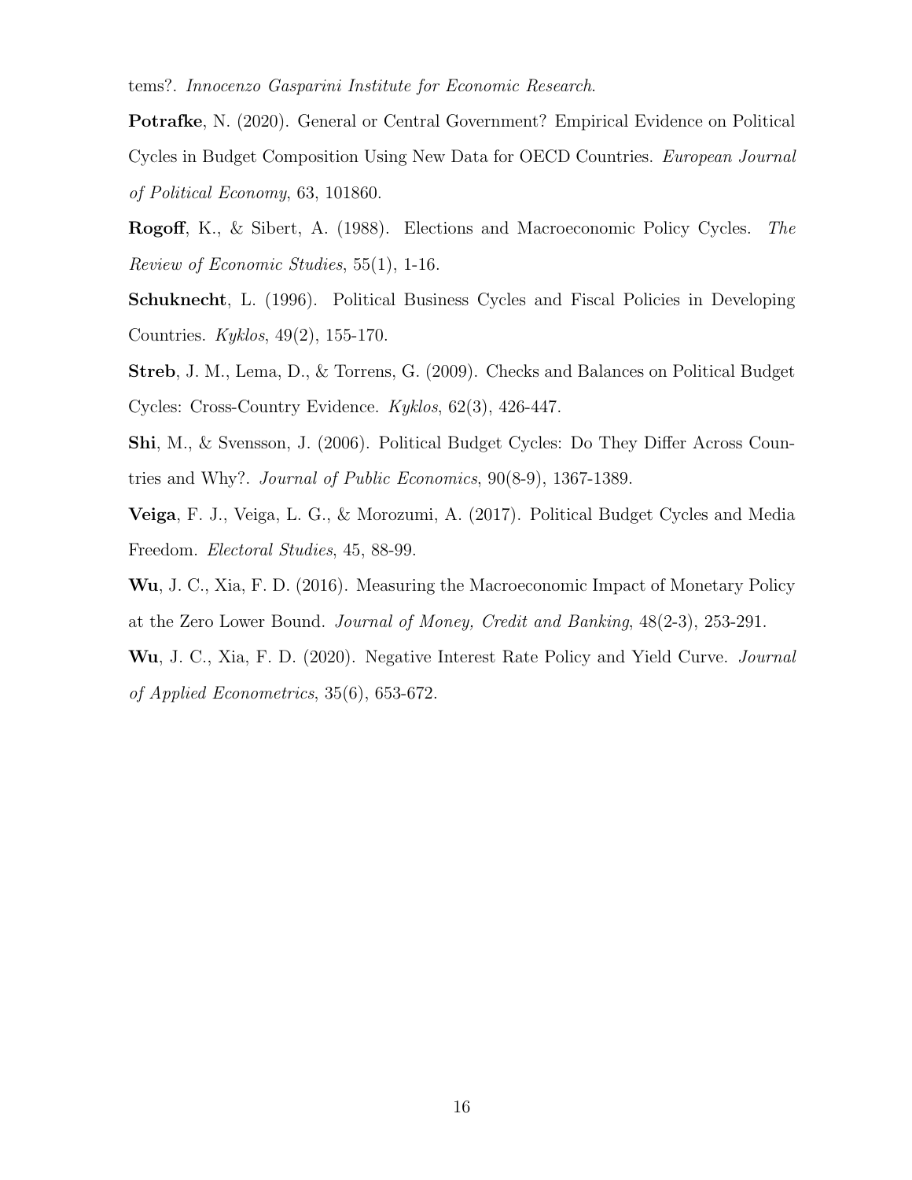tems?. *Innocenzo Gasparini Institute for Economic Research*.

**Potrafke**, N. (2020). General or Central Government? Empirical Evidence on Political Cycles in Budget Composition Using New Data for OECD Countries. *European Journal of Political Economy*, 63, 101860.

**Rogoff**, K., & Sibert, A. (1988). Elections and Macroeconomic Policy Cycles. *The Review of Economic Studies*, 55(1), 1-16.

**Schuknecht**, L. (1996). Political Business Cycles and Fiscal Policies in Developing Countries. *Kyklos*, 49(2), 155-170.

**Streb**, J. M., Lema, D., & Torrens, G. (2009). Checks and Balances on Political Budget Cycles: Cross-Country Evidence. *Kyklos*, 62(3), 426-447.

**Shi**, M., & Svensson, J. (2006). Political Budget Cycles: Do They Differ Across Countries and Why?. *Journal of Public Economics*, 90(8-9), 1367-1389.

**Veiga**, F. J., Veiga, L. G., & Morozumi, A. (2017). Political Budget Cycles and Media Freedom. *Electoral Studies*, 45, 88-99.

**Wu**, J. C., Xia, F. D. (2016). Measuring the Macroeconomic Impact of Monetary Policy at the Zero Lower Bound. *Journal of Money, Credit and Banking*, 48(2-3), 253-291.

**Wu**, J. C., Xia, F. D. (2020). Negative Interest Rate Policy and Yield Curve. *Journal of Applied Econometrics*, 35(6), 653-672.